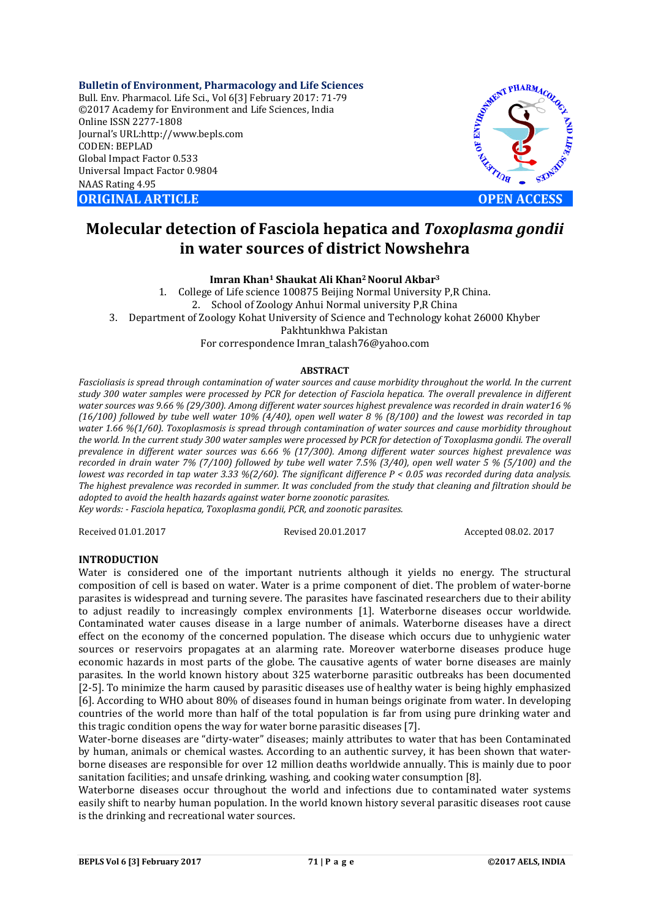**Bulletin of Environment, Pharmacology and Life Sciences**
Bull. Env. Pharmacol. Life Sci., Vol 6[3] February 2017: 71-79
©2017 Academy for Environment and Life Sciences, India
Online ISSN 2277-1808
Journal's URL:http://www.bepls.com
CODEN: BEPLAD
Global Impact Factor 0.533
Universal Impact Factor 0.9804
NAAS Rating 4.95

**ORIGINAL ARTICLE** **OPEN ACCESS**

# Molecular detection of Fasciola hepatica and *Toxoplasma gondii* in water sources of district Nowshehra

**Imran Khan[1] Shaukat Ali Khan[2] Noorul Akbar[3]**

1. College of Life science 100875 Beijing Normal University P,R China.
2. School of Zoology Anhui Normal university P,R China
3. Department of Zoology Kohat University of Science and Technology kohat 26000 Khyber Pakhtunkhwa Pakistan

For correspondence Imran_talash76@yahoo.com

## ABSTRACT

*Fascioliasis is spread through contamination of water sources and cause morbidity throughout the world. In the current study 300 water samples were processed by PCR for detection of Fasciola hepatica. The overall prevalence in different water sources was 9.66 % (29/300). Among different water sources highest prevalence was recorded in drain water16 % (16/100) followed by tube well water 10% (4/40), open well water 8 % (8/100) and the lowest was recorded in tap water 1.66 %(1/60). Toxoplasmosis is spread through contamination of water sources and cause morbidity throughout the world. In the current study 300 water samples were processed by PCR for detection of Toxoplasma gondii. The overall prevalence in different water sources was 6.66 % (17/300). Among different water sources highest prevalence was recorded in drain water 7% (7/100) followed by tube well water 7.5% (3/40), open well water 5 % (5/100) and the lowest was recorded in tap water 3.33 %(2/60). The significant difference P < 0.05 was recorded during data analysis. The highest prevalence was recorded in summer. It was concluded from the study that cleaning and filtration should be adopted to avoid the health hazards against water borne zoonotic parasites.*

*Key words: - Fasciola hepatica, Toxoplasma gondii, PCR, and zoonotic parasites.*

Received 01.01.2017 Revised 20.01.2017 Accepted 08.02. 2017

## INTRODUCTION

Water is considered one of the important nutrients although it yields no energy. The structural composition of cell is based on water. Water is a prime component of diet. The problem of water-borne parasites is widespread and turning severe. The parasites have fascinated researchers due to their ability to adjust readily to increasingly complex environments [1]. Waterborne diseases occur worldwide. Contaminated water causes disease in a large number of animals. Waterborne diseases have a direct effect on the economy of the concerned population. The disease which occurs due to unhygienic water sources or reservoirs propagates at an alarming rate. Moreover waterborne diseases produce huge economic hazards in most parts of the globe. The causative agents of water borne diseases are mainly parasites. In the world known history about 325 waterborne parasitic outbreaks has been documented [2-5]. To minimize the harm caused by parasitic diseases use of healthy water is being highly emphasized [6]. According to WHO about 80% of diseases found in human beings originate from water. In developing countries of the world more than half of the total population is far from using pure drinking water and this tragic condition opens the way for water borne parasitic diseases [7].

Water-borne diseases are "dirty-water" diseases; mainly attributes to water that has been Contaminated by human, animals or chemical wastes. According to an authentic survey, it has been shown that water-borne diseases are responsible for over 12 million deaths worldwide annually. This is mainly due to poor sanitation facilities; and unsafe drinking, washing, and cooking water consumption [8].

Waterborne diseases occur throughout the world and infections due to contaminated water systems easily shift to nearby human population. In the world known history several parasitic diseases root cause is the drinking and recreational water sources.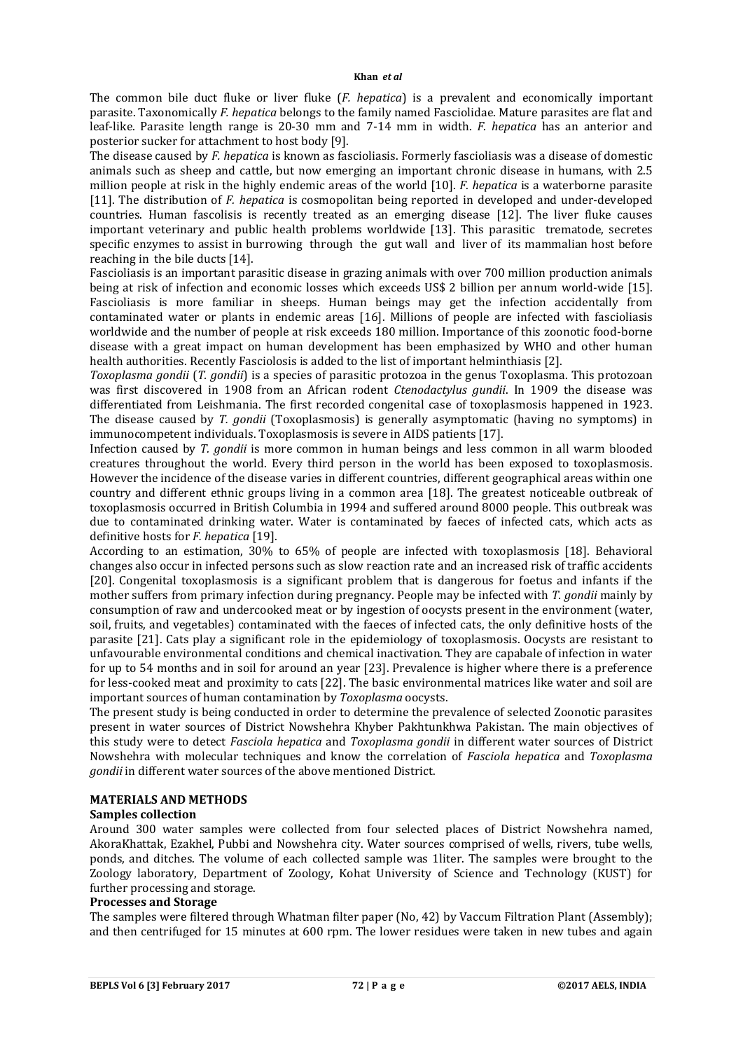The common bile duct fluke or liver fluke (*F. hepatica*) is a prevalent and economically important parasite. Taxonomically *F. hepatica* belongs to the family named Fasciolidae. Mature parasites are flat and leaf-like. Parasite length range is 20-30 mm and 7-14 mm in width. *F. hepatica* has an anterior and posterior sucker for attachment to host body [9].

The disease caused by *F. hepatica* is known as fascioliasis. Formerly fascioliasis was a disease of domestic animals such as sheep and cattle, but now emerging an important chronic disease in humans, with 2.5 million people at risk in the highly endemic areas of the world [10]. *F. hepatica* is a waterborne parasite [11]. The distribution of *F. hepatica* is cosmopolitan being reported in developed and under-developed countries. Human fascolisis is recently treated as an emerging disease [12]. The liver fluke causes important veterinary and public health problems worldwide [13]. This parasitic trematode, secretes specific enzymes to assist in burrowing through the gut wall and liver of its mammalian host before reaching in the bile ducts [14].

Fascioliasis is an important parasitic disease in grazing animals with over 700 million production animals being at risk of infection and economic losses which exceeds US$ 2 billion per annum world-wide [15]. Fascioliasis is more familiar in sheeps. Human beings may get the infection accidentally from contaminated water or plants in endemic areas [16]. Millions of people are infected with fascioliasis worldwide and the number of people at risk exceeds 180 million. Importance of this zoonotic food-borne disease with a great impact on human development has been emphasized by WHO and other human health authorities. Recently Fasciolosis is added to the list of important helminthiasis [2].

*Toxoplasma gondii* (*T. gondii*) is a species of parasitic protozoa in the genus Toxoplasma. This protozoan was first discovered in 1908 from an African rodent *Ctenodactylus gundii*. In 1909 the disease was differentiated from Leishmania. The first recorded congenital case of toxoplasmosis happened in 1923. The disease caused by *T. gondii* (Toxoplasmosis) is generally asymptomatic (having no symptoms) in immunocompetent individuals. Toxoplasmosis is severe in AIDS patients [17].

Infection caused by *T. gondii* is more common in human beings and less common in all warm blooded creatures throughout the world. Every third person in the world has been exposed to toxoplasmosis. However the incidence of the disease varies in different countries, different geographical areas within one country and different ethnic groups living in a common area [18]. The greatest noticeable outbreak of toxoplasmosis occurred in British Columbia in 1994 and suffered around 8000 people. This outbreak was due to contaminated drinking water. Water is contaminated by faeces of infected cats, which acts as definitive hosts for *F. hepatica* [19].

According to an estimation, 30% to 65% of people are infected with toxoplasmosis [18]. Behavioral changes also occur in infected persons such as slow reaction rate and an increased risk of traffic accidents [20]. Congenital toxoplasmosis is a significant problem that is dangerous for foetus and infants if the mother suffers from primary infection during pregnancy. People may be infected with *T. gondii* mainly by consumption of raw and undercooked meat or by ingestion of oocysts present in the environment (water, soil, fruits, and vegetables) contaminated with the faeces of infected cats, the only definitive hosts of the parasite [21]. Cats play a significant role in the epidemiology of toxoplasmosis. Oocysts are resistant to unfavourable environmental conditions and chemical inactivation. They are capabale of infection in water for up to 54 months and in soil for around an year [23]. Prevalence is higher where there is a preference for less-cooked meat and proximity to cats [22]. The basic environmental matrices like water and soil are important sources of human contamination by *Toxoplasma* oocysts.

The present study is being conducted in order to determine the prevalence of selected Zoonotic parasites present in water sources of District Nowshehra Khyber Pakhtunkhwa Pakistan. The main objectives of this study were to detect *Fasciola hepatica* and *Toxoplasma gondii* in different water sources of District Nowshehra with molecular techniques and know the correlation of *Fasciola hepatica* and *Toxoplasma gondii* in different water sources of the above mentioned District.

## MATERIALS AND METHODS

### Samples collection

Around 300 water samples were collected from four selected places of District Nowshehra named, AkoraKhattak, Ezakhel, Pubbi and Nowshehra city. Water sources comprised of wells, rivers, tube wells, ponds, and ditches. The volume of each collected sample was 1liter. The samples were brought to the Zoology laboratory, Department of Zoology, Kohat University of Science and Technology (KUST) for further processing and storage.

### Processes and Storage

The samples were filtered through Whatman filter paper (No, 42) by Vaccum Filtration Plant (Assembly); and then centrifuged for 15 minutes at 600 rpm. The lower residues were taken in new tubes and again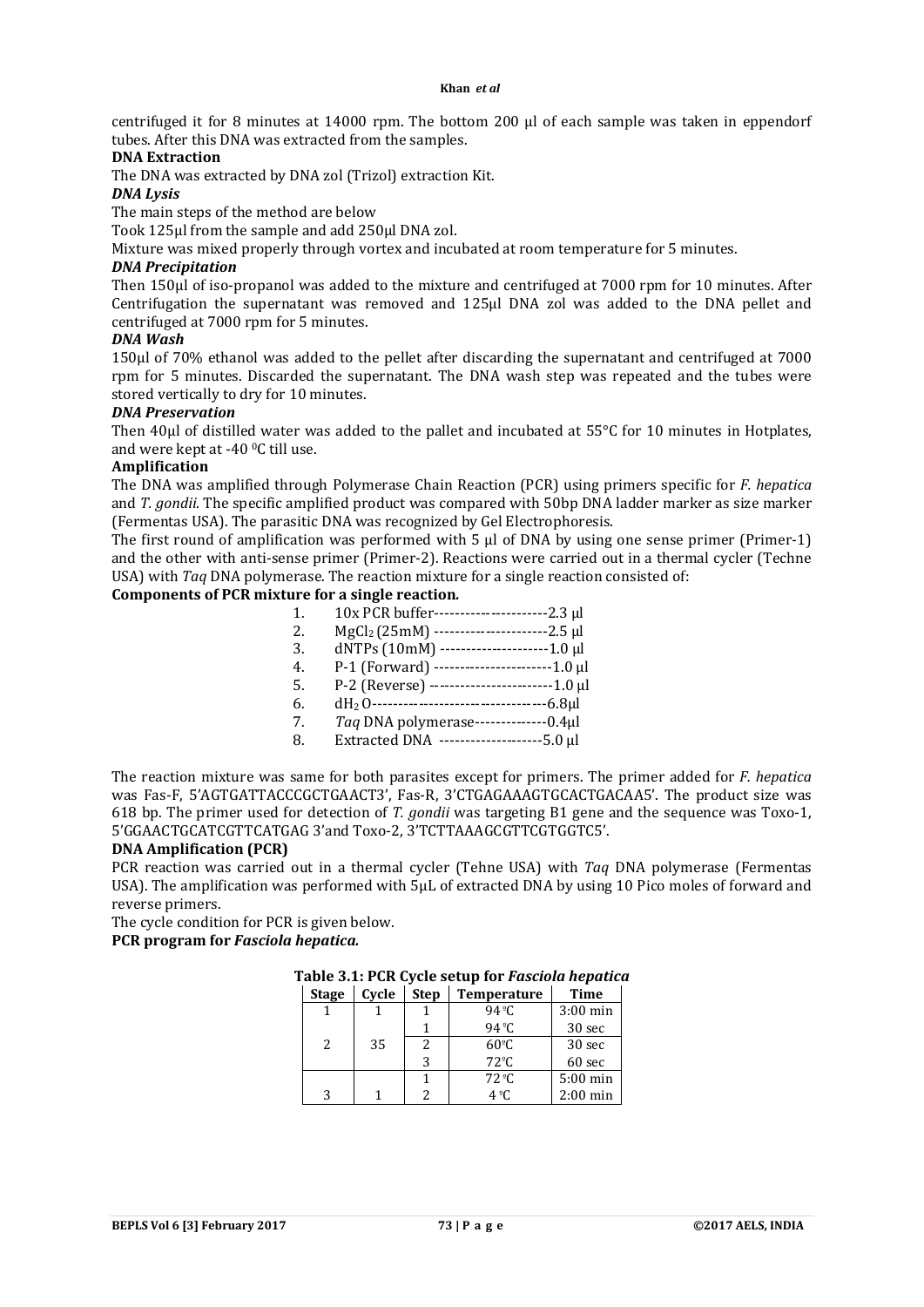centrifuged it for 8 minutes at 14000 rpm. The bottom 200 µl of each sample was taken in eppendorf tubes. After this DNA was extracted from the samples.

**DNA Extraction**

The DNA was extracted by DNA zol (Trizol) extraction Kit.

***DNA Lysis***

The main steps of the method are below

Took 125µl from the sample and add 250µl DNA zol.

Mixture was mixed properly through vortex and incubated at room temperature for 5 minutes.

***DNA Precipitation***

Then 150µl of iso-propanol was added to the mixture and centrifuged at 7000 rpm for 10 minutes. After Centrifugation the supernatant was removed and 125µl DNA zol was added to the DNA pellet and centrifuged at 7000 rpm for 5 minutes.

***DNA Wash***

150µl of 70% ethanol was added to the pellet after discarding the supernatant and centrifuged at 7000 rpm for 5 minutes. Discarded the supernatant. The DNA wash step was repeated and the tubes were stored vertically to dry for 10 minutes.

***DNA Preservation***

Then 40µl of distilled water was added to the pallet and incubated at 55°C for 10 minutes in Hotplates, and were kept at -40 $^0$C till use.

**Amplification**

The DNA was amplified through Polymerase Chain Reaction (PCR) using primers specific for *F. hepatica* and *T. gondii*. The specific amplified product was compared with 50bp DNA ladder marker as size marker (Fermentas USA). The parasitic DNA was recognized by Gel Electrophoresis.

The first round of amplification was performed with 5 µl of DNA by using one sense primer (Primer-1) and the other with anti-sense primer (Primer-2). Reactions were carried out in a thermal cycler (Techne USA) with *Taq* DNA polymerase. The reaction mixture for a single reaction consisted of:

**Components of PCR mixture for a single reaction.**

1. 10x PCR buffer----------------------2.3 µl
2. $MgCl_2$ (25mM) ----------------------2.5 µl
3. dNTPs (10mM) ---------------------1.0 µl
4. P-1 (Forward) -----------------------1.0 µl
5. P-2 (Reverse) ------------------------1.0 µl
6. $dH_2O$-----------------------------------6.8µl
7. *Taq* DNA polymerase--------------0.4µl
8. Extracted DNA --------------------5.0 µl

The reaction mixture was same for both parasites except for primers. The primer added for *F. hepatica* was Fas-F, 5'AGTGATTACCCGCTGAACT3', Fas-R, 3'CTGAGAAAGTGCACTGACAA5'. The product size was 618 bp. The primer used for detection of *T. gondii* was targeting B1 gene and the sequence was Toxo-1, 5'GGAACTGCATCGTTCATGAG 3'and Toxo-2, 3'TCTTAAAGCGTTCGTGGTC5'.

**DNA Amplification (PCR)**

PCR reaction was carried out in a thermal cycler (Tehne USA) with *Taq* DNA polymerase (Fermentas USA). The amplification was performed with 5µL of extracted DNA by using 10 Pico moles of forward and reverse primers.

The cycle condition for PCR is given below.

**PCR program for *Fasciola hepatica.***

**Table 3.1: PCR Cycle setup for *Fasciola hepatica***

| Stage | Cycle | Step | Temperature | Time |
|---|---|---|---|---|
| 1 | 1 | 1 | 94 °C | 3:00 min |
| 2 | 35 | 1 | 94 °C | 30 sec |
| | | 2 | 60°C | 30 sec |
| | | 3 | 72°C | 60 sec |
| 3 | 1 | 1 | 72 °C | 5:00 min |
| | | 2 | 4 °C | 2:00 min |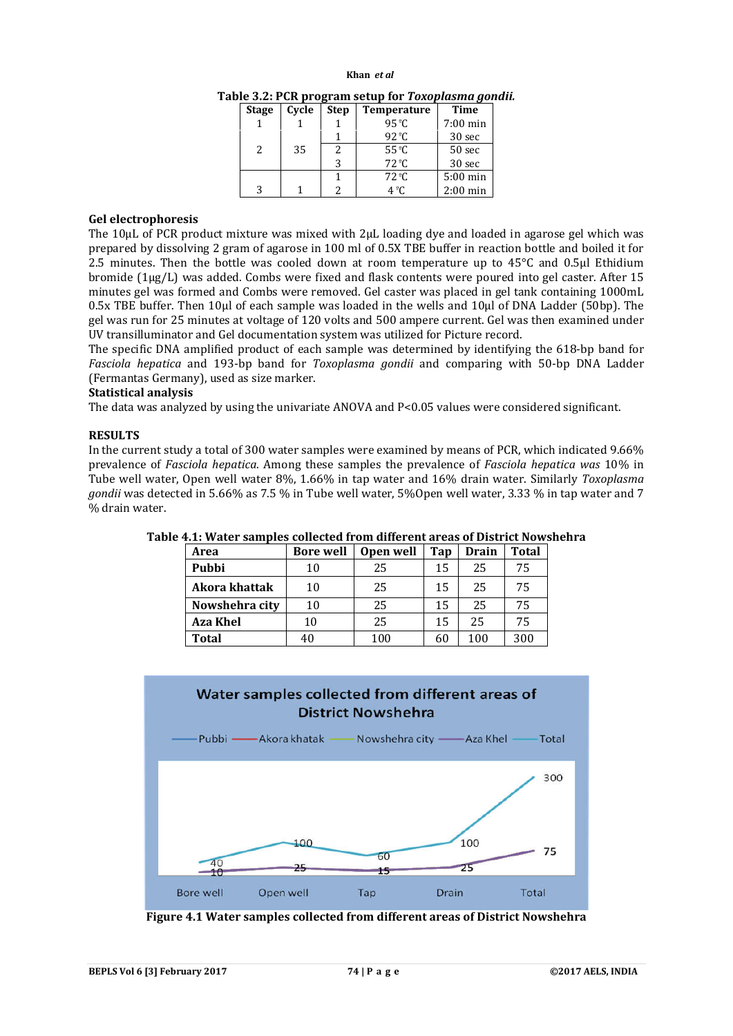**Table 3.2: PCR program setup for *Toxoplasma gondii.***

| Stage | Cycle | Step | Temperature | Time |
|---|---|---|---|---|
| 1 | 1 | 1 | 95 ºC | 7:00 min |
| 2 | 35 | 1 | 92 ºC | 30 sec |
| | | 2 | 55 ºC | 50 sec |
| | | 3 | 72 ºC | 30 sec |
| 3 | 1 | 1 | 72 ºC | 5:00 min |
| | | 2 | 4 ºC | 2:00 min |

**Gel electrophoresis**

The 10µL of PCR product mixture was mixed with 2µL loading dye and loaded in agarose gel which was prepared by dissolving 2 gram of agarose in 100 ml of 0.5X TBE buffer in reaction bottle and boiled it for 2.5 minutes. Then the bottle was cooled down at room temperature up to 45°C and 0.5µl Ethidium bromide (1µg/L) was added. Combs were fixed and flask contents were poured into gel caster. After 15 minutes gel was formed and Combs were removed. Gel caster was placed in gel tank containing 1000mL 0.5x TBE buffer. Then 10µl of each sample was loaded in the wells and 10µl of DNA Ladder (50bp). The gel was run for 25 minutes at voltage of 120 volts and 500 ampere current. Gel was then examined under UV transillumінator and Gel documentation system was utilized for Picture record.

The specific DNA amplified product of each sample was determined by identifying the 618-bp band for *Fasciola hepatica* and 193-bp band for *Toxoplasma gondii* and comparing with 50-bp DNA Ladder (Fermantas Germany), used as size marker.

**Statistical analysis**

The data was analyzed by using the univariate ANOVA and P<0.05 values were considered significant.

**RESULTS**

In the current study a total of 300 water samples were examined by means of PCR, which indicated 9.66% prevalence of *Fasciola hepatica*. Among these samples the prevalence of *Fasciola hepatica was* 10% in Tube well water, Open well water 8%, 1.66% in tap water and 16% drain water. Similarly *Toxoplasma gondii* was detected in 5.66% as 7.5 % in Tube well water, 5%Open well water, 3.33 % in tap water and 7 % drain water.

**Table 4.1: Water samples collected from different areas of District Nowshehra**

| Area | Bore well | Open well | Tap | Drain | Total |
|---|---|---|---|---|---|
| **Pubbi** | 10 | 25 | 15 | 25 | 75 |
| **Akora khattak** | 10 | 25 | 15 | 25 | 75 |
| **Nowshehra city** | 10 | 25 | 15 | 25 | 75 |
| **Aza Khel** | 10 | 25 | 15 | 25 | 75 |
| **Total** | 40 | 100 | 60 | 100 | 300 |

**Figure 4.1 Water samples collected from different areas of District Nowshehra**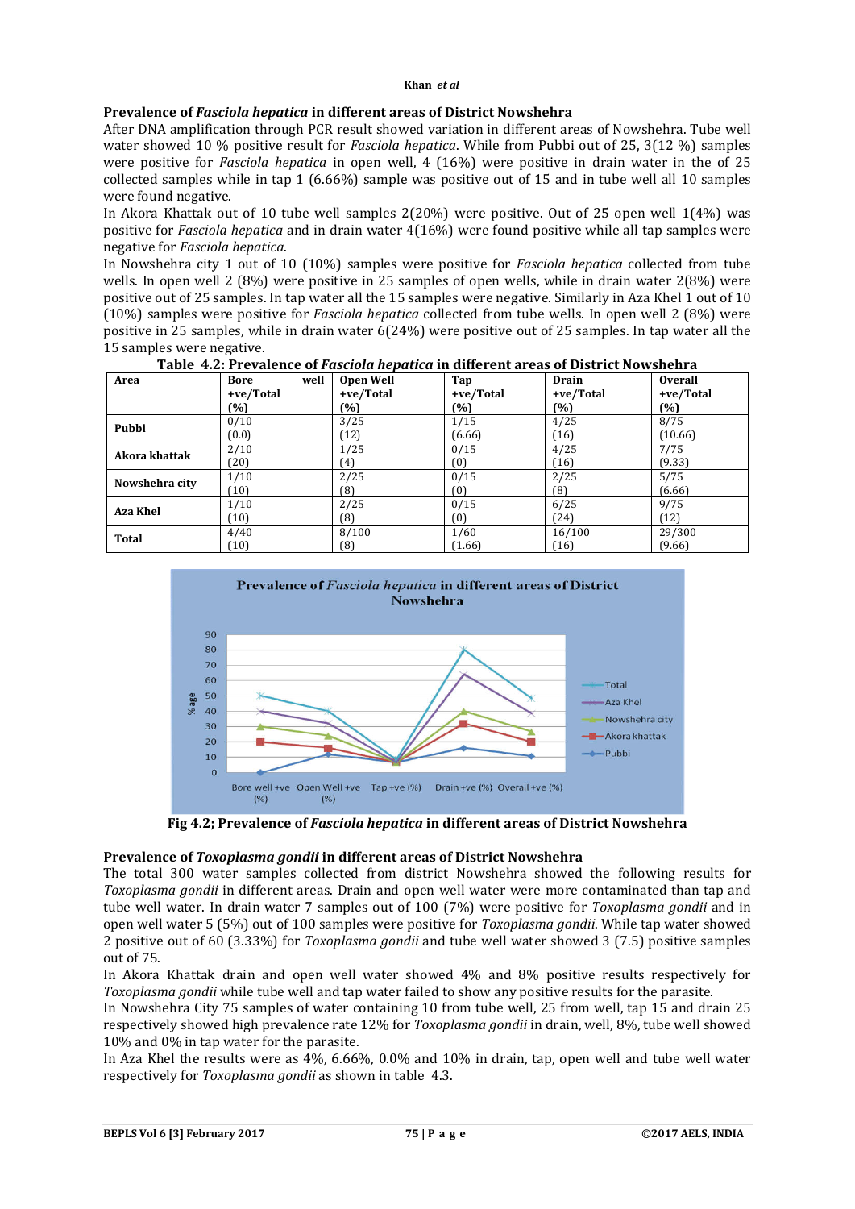## Prevalence of *Fasciola hepatica* in different areas of District Nowshehra

After DNA amplification through PCR result showed variation in different areas of Nowshehra. Tube well water showed 10 % positive result for *Fasciola hepatica*. While from Pubbi out of 25, 3(12 %) samples were positive for *Fasciola hepatica* in open well, 4 (16%) were positive in drain water in the of 25 collected samples while in tap 1 (6.66%) sample was positive out of 15 and in tube well all 10 samples were found negative.

In Akora Khattak out of 10 tube well samples 2(20%) were positive. Out of 25 open well 1(4%) was positive for *Fasciola hepatica* and in drain water 4(16%) were found positive while all tap samples were negative for *Fasciola hepatica*.

In Nowshehra city 1 out of 10 (10%) samples were positive for *Fasciola hepatica* collected from tube wells. In open well 2 (8%) were positive in 25 samples of open wells, while in drain water 2(8%) were positive out of 25 samples. In tap water all the 15 samples were negative. Similarly in Aza Khel 1 out of 10 (10%) samples were positive for *Fasciola hepatica* collected from tube wells. In open well 2 (8%) were positive in 25 samples, while in drain water 6(24%) were positive out of 25 samples. In tap water all the 15 samples were negative.

**Table 4.2: Prevalence of *Fasciola hepatica* in different areas of District Nowshehra**

| Area | Bore well +ve/Total (%) | Open Well +ve/Total (%) | Tap +ve/Total (%) | Drain +ve/Total (%) | Overall +ve/Total (%) |
|---|---|---|---|---|---|
| **Pubbi** | 0/10 (0.0) | 3/25 (12) | 1/15 (6.66) | 4/25 (16) | 8/75 (10.66) |
| **Akora khattak** | 2/10 (20) | 1/25 (4) | 0/15 (0) | 4/25 (16) | 7/75 (9.33) |
| **Nowshehra city** | 1/10 (10) | 2/25 (8) | 0/15 (0) | 2/25 (8) | 5/75 (6.66) |
| **Aza Khel** | 1/10 (10) | 2/25 (8) | 0/15 (0) | 6/25 (24) | 9/75 (12) |
| **Total** | 4/40 (10) | 8/100 (8) | 1/60 (1.66) | 16/100 (16) | 29/300 (9.66) |

**Fig 4.2; Prevalence of *Fasciola hepatica* in different areas of District Nowshehra**

## Prevalence of *Toxoplasma gondii* in different areas of District Nowshehra

The total 300 water samples collected from district Nowshehra showed the following results for *Toxoplasma gondii* in different areas. Drain and open well water were more contaminated than tap and tube well water. In drain water 7 samples out of 100 (7%) were positive for *Toxoplasma gondii* and in open well water 5 (5%) out of 100 samples were positive for *Toxoplasma gondii*. While tap water showed 2 positive out of 60 (3.33%) for *Toxoplasma gondii* and tube well water showed 3 (7.5) positive samples out of 75.

In Akora Khattak drain and open well water showed 4% and 8% positive results respectively for *Toxoplasma gondii* while tube well and tap water failed to show any positive results for the parasite.

In Nowshehra City 75 samples of water containing 10 from tube well, 25 from well, tap 15 and drain 25 respectively showed high prevalence rate 12% for *Toxoplasma gondii* in drain, well, 8%, tube well showed 10% and 0% in tap water for the parasite.

In Aza Khel the results were as 4%, 6.66%, 0.0% and 10% in drain, tap, open well and tube well water respectively for *Toxoplasma gondii* as shown in table 4.3.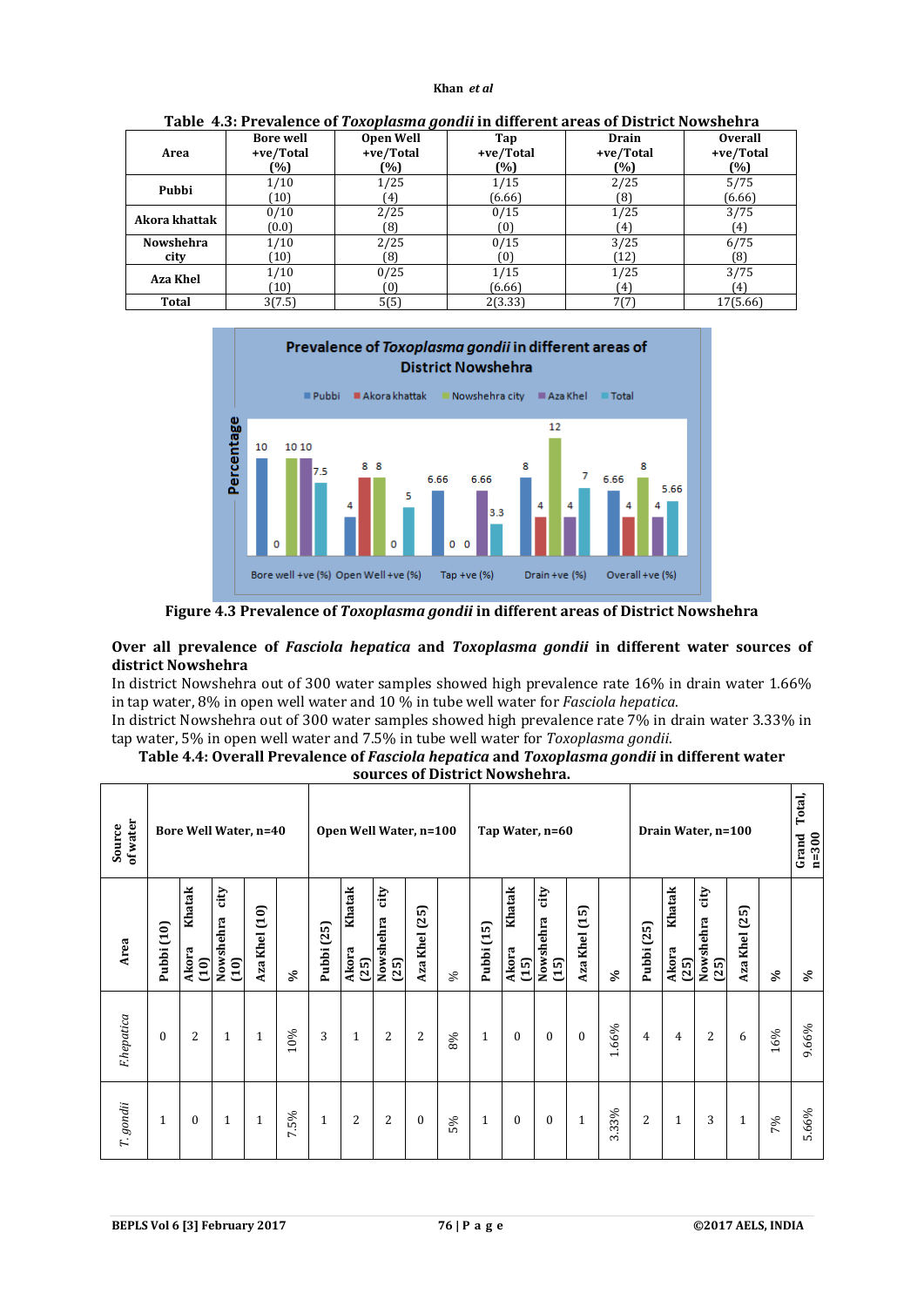**Table 4.3: Prevalence of *Toxoplasma gondii* in different areas of District Nowshehra**

| Area | Bore well +ve/Total (%) | Open Well +ve/Total (%) | Tap +ve/Total (%) | Drain +ve/Total (%) | Overall +ve/Total (%) |
|---|---|---|---|---|---|
| Pubbi | 1/10 (10) | 1/25 (4) | 1/15 (6.66) | 2/25 (8) | 5/75 (6.66) |
| Akora khattak | 0/10 (0.0) | 2/25 (8) | 0/15 (0) | 1/25 (4) | 3/75 (4) |
| Nowshehra city | 1/10 (10) | 2/25 (8) | 0/15 (0) | 3/25 (12) | 6/75 (8) |
| Aza Khel | 1/10 (10) | 0/25 (0) | 1/15 (6.66) | 1/25 (4) | 3/75 (4) |
| Total | 3(7.5) | 5(5) | 2(3.33) | 7(7) | 17(5.66) |

**Figure 4.3 Prevalence of *Toxoplasma gondii* in different areas of District Nowshehra**

### Over all prevalence of *Fasciola hepatica* and *Toxoplasma gondii* in different water sources of district Nowshehra

In district Nowshehra out of 300 water samples showed high prevalence rate 16% in drain water 1.66% in tap water, 8% in open well water and 10 % in tube well water for *Fasciola hepatica*.

In district Nowshehra out of 300 water samples showed high prevalence rate 7% in drain water 3.33% in tap water, 5% in open well water and 7.5% in tube well water for *Toxoplasma gondii*.

**Table 4.4: Overall Prevalence of *Fasciola hepatica* and *Toxoplasma gondii* in different water sources of District Nowshehra.**

| Source of water | Bore Well Water, n=40 | | | | | Open Well Water, n=100 | | | | | Tap Water, n=60 | | | | | Drain Water, n=100 | | | | | Grand Total, n=300 |
|---|---|---|---|---|---|---|---|---|---|---|---|---|---|---|---|---|---|---|---|---|---|
| Area | Pubbi (10) | Akora Khatak (10) | Nowshehra city (10) | Aza Khel (10) | % | Pubbi (25) | Akora Khatak (25) | Nowshehra city (25) | Aza Khel (25) | % | Pubbi (15) | Akora Khatak (15) | Nowshehra city (15) | Aza Khel (15) | % | Pubbi (25) | Akora Khatak (25) | Nowshehra city (25) | Aza Khel (25) | % | % |
| *F.hepatica* | 0 | 2 | 1 | 1 | 10% | 3 | 1 | 2 | 2 | 8% | 1 | 0 | 0 | 0 | 1.66% | 4 | 4 | 2 | 6 | 16% | 9.66% |
| *T. gondii* | 1 | 0 | 1 | 1 | 7.5% | 1 | 2 | 2 | 0 | 5% | 1 | 0 | 0 | 1 | 3.33% | 2 | 1 | 3 | 1 | 7% | 5.66% |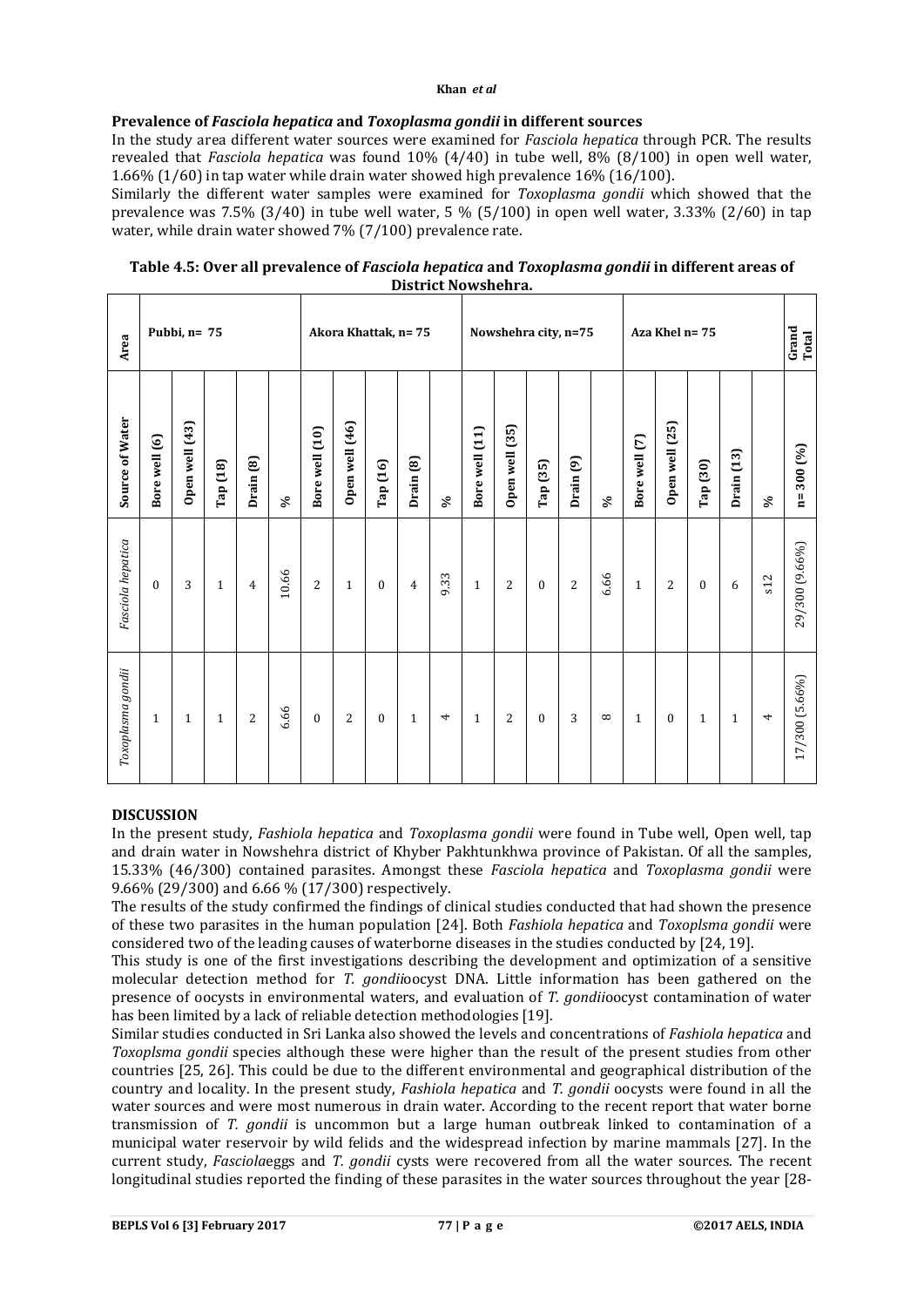### Prevalence of *Fasciola hepatica* and *Toxoplasma gondii* in different sources

In the study area different water sources were examined for *Fasciola hepatica* through PCR. The results revealed that *Fasciola hepatica* was found 10% (4/40) in tube well, 8% (8/100) in open well water, 1.66% (1/60) in tap water while drain water showed high prevalence 16% (16/100).

Similarly the different water samples were examined for *Toxoplasma gondii* which showed that the prevalence was 7.5% (3/40) in tube well water, 5 % (5/100) in open well water, 3.33% (2/60) in tap water, while drain water showed 7% (7/100) prevalence rate.

**Table 4.5: Over all prevalence of *Fasciola hepatica* and *Toxoplasma gondii* in different areas of District Nowshehra.**

| Area | Pubbi, n= 75 | | | | | Akora Khattak, n= 75 | | | | | Nowshehra city, n=75 | | | | | Aza Khel n= 75 | | | | | Grand Total |
|---|---|---|---|---|---|---|---|---|---|---|---|---|---|---|---|---|---|---|---|---|---|
| Source of Water | Bore well (6) | Open well (43) | Tap (18) | Drain (8) | % | Bore well (10) | Open well (46) | Tap (16) | Drain (8) | % | Bore well (11) | Open well (35) | Tap (35) | Drain (9) | % | Bore well (7) | Open well (25) | Tap (30) | Drain (13) | % | n= 300 (%) |
| *Fasciola hepatica* | 0 | 3 | 1 | 4 | 10.66 | 2 | 1 | 0 | 4 | 9.33 | 1 | 2 | 0 | 2 | 6.66 | 1 | 2 | 0 | 6 | s12 | 29/300 (9.66%) |
| *Toxoplasma gondii* | 1 | 1 | 1 | 2 | 6.66 | 0 | 2 | 0 | 1 | 4 | 1 | 2 | 0 | 3 | 8 | 1 | 0 | 1 | 1 | 4 | 17/300 (5.66%) |

## DISCUSSION

In the present study, *Fashiola hepatica* and *Toxoplasma gondii* were found in Tube well, Open well, tap and drain water in Nowshehra district of Khyber Pakhtunkhwa province of Pakistan. Of all the samples, 15.33% (46/300) contained parasites. Amongst these *Fasciola hepatica* and *Toxoplasma gondii* were 9.66% (29/300) and 6.66 % (17/300) respectively.

The results of the study confirmed the findings of clinical studies conducted that had shown the presence of these two parasites in the human population [24]. Both *Fashiola hepatica* and *Toxoplsma gondii* were considered two of the leading causes of waterborne diseases in the studies conducted by [24, 19].

This study is one of the first investigations describing the development and optimization of a sensitive molecular detection method for *T. gondii*oocyst DNA. Little information has been gathered on the presence of oocysts in environmental waters, and evaluation of *T. gondii*oocyst contamination of water has been limited by a lack of reliable detection methodologies [19].

Similar studies conducted in Sri Lanka also showed the levels and concentrations of *Fashiola hepatica* and *Toxoplsma gondii* species although these were higher than the result of the present studies from other countries [25, 26]. This could be due to the different environmental and geographical distribution of the country and locality. In the present study, *Fashiola hepatica* and *T. gondii* oocysts were found in all the water sources and were most numerous in drain water. According to the recent report that water borne transmission of *T. gondii* is uncommon but a large human outbreak linked to contamination of a municipal water reservoir by wild felids and the widespread infection by marine mammals [27]. In the current study, *Fasciola*eggs and *T. gondii* cysts were recovered from all the water sources. The recent longitudinal studies reported the finding of these parasites in the water sources throughout the year [28-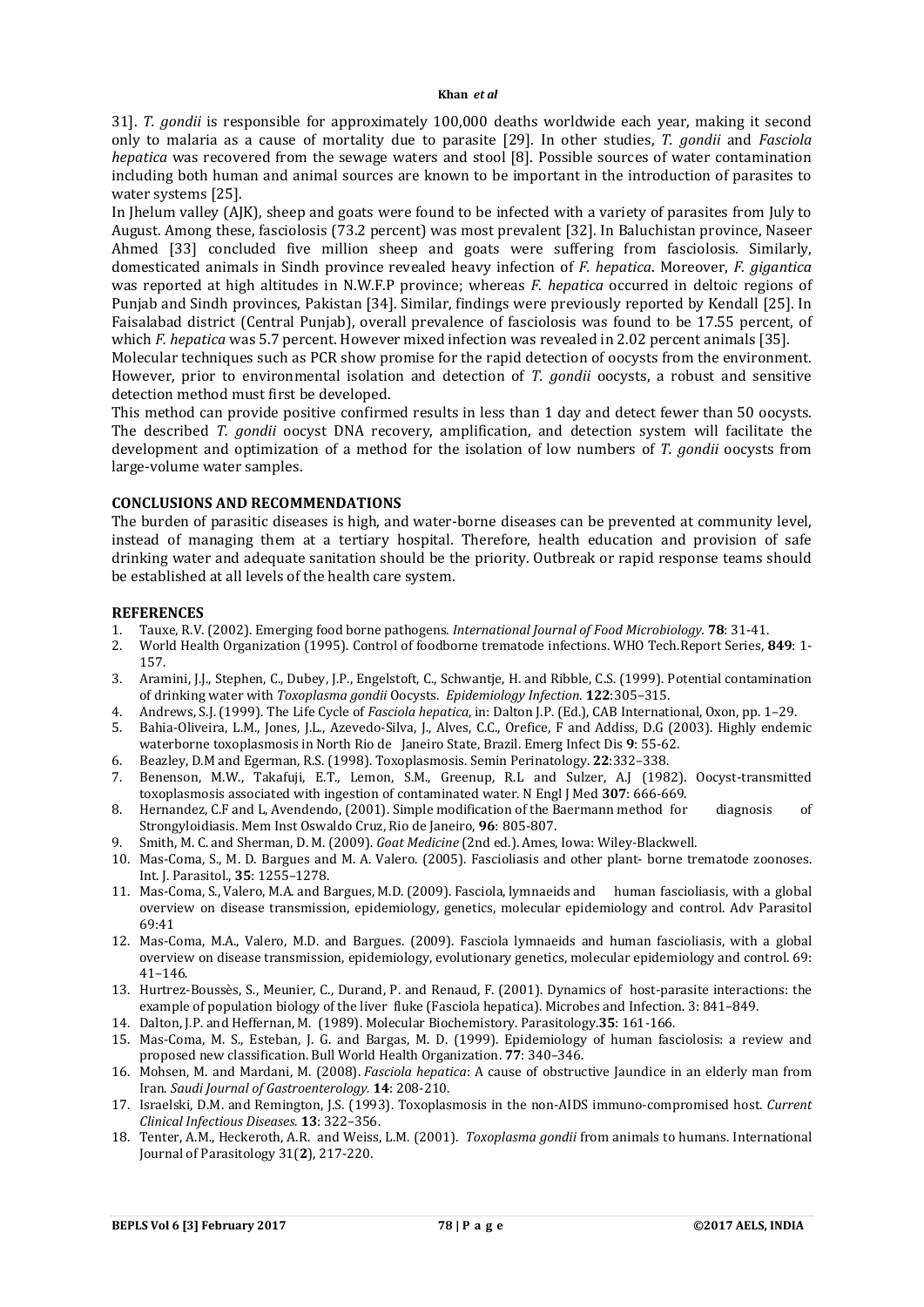31]. *T. gondii* is responsible for approximately 100,000 deaths worldwide each year, making it second only to malaria as a cause of mortality due to parasite [29]. In other studies, *T. gondii* and *Fasciola hepatica* was recovered from the sewage waters and stool [8]. Possible sources of water contamination including both human and animal sources are known to be important in the introduction of parasites to water systems [25].

In Jhelum valley (AJK), sheep and goats were found to be infected with a variety of parasites from July to August. Among these, fasciolosis (73.2 percent) was most prevalent [32]. In Baluchistan province, Naseer Ahmed [33] concluded five million sheep and goats were suffering from fasciolosis. Similarly, domesticated animals in Sindh province revealed heavy infection of *F. hepatica*. Moreover, *F. gigantica* was reported at high altitudes in N.W.F.P province; whereas *F. hepatica* occurred in deltoic regions of Punjab and Sindh provinces, Pakistan [34]. Similar, findings were previously reported by Kendall [25]. In Faisalabad district (Central Punjab), overall prevalence of fasciolosis was found to be 17.55 percent, of which *F. hepatica* was 5.7 percent. However mixed infection was revealed in 2.02 percent animals [35].

Molecular techniques such as PCR show promise for the rapid detection of oocysts from the environment. However, prior to environmental isolation and detection of *T. gondii* oocysts, a robust and sensitive detection method must first be developed.

This method can provide positive confirmed results in less than 1 day and detect fewer than 50 oocysts. The described *T. gondii* oocyst DNA recovery, amplification, and detection system will facilitate the development and optimization of a method for the isolation of low numbers of *T. gondii* oocysts from large-volume water samples.

## CONCLUSIONS AND RECOMMENDATIONS

The burden of parasitic diseases is high, and water-borne diseases can be prevented at community level, instead of managing them at a tertiary hospital. Therefore, health education and provision of safe drinking water and adequate sanitation should be the priority. Outbreak or rapid response teams should be established at all levels of the health care system.

## REFERENCES

1. Tauxe, R.V. (2002). Emerging food borne pathogens. *International Journal of Food Microbiology*. **78**: 31-41.
2. World Health Organization (1995). Control of foodborne trematode infections. WHO Tech.Report Series, **849**: 1-157.
3. Aramini, J.J., Stephen, C., Dubey, J.P., Engelstoft, C., Schwantje, H. and Ribble, C.S. (1999). Potential contamination of drinking water with *Toxoplasma gondii* Oocysts. *Epidemiology Infection*. **122**:305–315.
4. Andrews, S.J. (1999). The Life Cycle of *Fasciola hepatica*, in: Dalton J.P. (Ed.), CAB International, Oxon, pp. 1–29.
5. Bahia-Oliveira, L.M., Jones, J.L., Azevedo-Silva, J., Alves, C.C., Orefice, F and Addiss, D.G (2003). Highly endemic waterborne toxoplasmosis in North Rio de Janeiro State, Brazil. Emerg Infect Dis **9**: 55-62.
6. Beazley, D.M and Egerman, R.S. (1998). Toxoplasmosis. Semin Perinatology. **22**:332–338.
7. Benenson, M.W., Takafuji, E.T., Lemon, S.M., Greenup, R.L and Sulzer, A.J (1982). Oocyst-transmitted toxoplasmosis associated with ingestion of contaminated water. N Engl J Med **307**: 666-669.
8. Hernandez, C.F and L, Avendendo, (2001). Simple modification of the Baermann method for diagnosis of Strongyloidiasis. Mem Inst Oswaldo Cruz, Rio de Janeiro, **96**: 805-807.
9. Smith, M. C. and Sherman, D. M. (2009). *Goat Medicine* (2nd ed.). Ames, Iowa: Wiley-Blackwell.
10. Mas-Coma, S., M. D. Bargues and M. A. Valero. (2005). Fascioliasis and other plant- borne trematode zoonoses. Int. J. Parasitol., **35**: 1255–1278.
11. Mas-Coma, S., Valero, M.A. and Bargues, M.D. (2009). Fasciola, lymnaeids and human fascioliasis, with a global overview on disease transmission, epidemiology, genetics, molecular epidemiology and control. Adv Parasitol 69:41
12. Mas-Coma, M.A., Valero, M.D. and Bargues. (2009). Fasciola lymnaeids and human fascioliasis, with a global overview on disease transmission, epidemiology, evolutionary genetics, molecular epidemiology and control. 69: 41–146.
13. Hurtrez-Boussès, S., Meunier, C., Durand, P. and Renaud, F. (2001). Dynamics of host-parasite interactions: the example of population biology of the liver fluke (Fasciola hepatica). Microbes and Infection. 3: 841–849.
14. Dalton, J.P. and Heffernan, M. (1989). Molecular Biochemistory. Parasitology.**35**: 161-166.
15. Mas-Coma, M. S., Esteban, J. G. and Bargas, M. D. (1999). Epidemiology of human fasciolosis: a review and proposed new classification. Bull World Health Organization. **77**: 340–346.
16. Mohsen, M. and Mardani, M. (2008). *Fasciola hepatica*: A cause of obstructive Jaundice in an elderly man from Iran. *Saudi Journal of Gastroenterology.* **14**: 208-210.
17. Israelski, D.M. and Remington, J.S. (1993). Toxoplasmosis in the non-AIDS immuno-compromised host. *Current Clinical Infectious Diseases.* **13**: 322–356.
18. Tenter, A.M., Heckeroth, A.R. and Weiss, L.M. (2001). *Toxoplasma gondii* from animals to humans. International Journal of Parasitology 31(**2**), 217-220.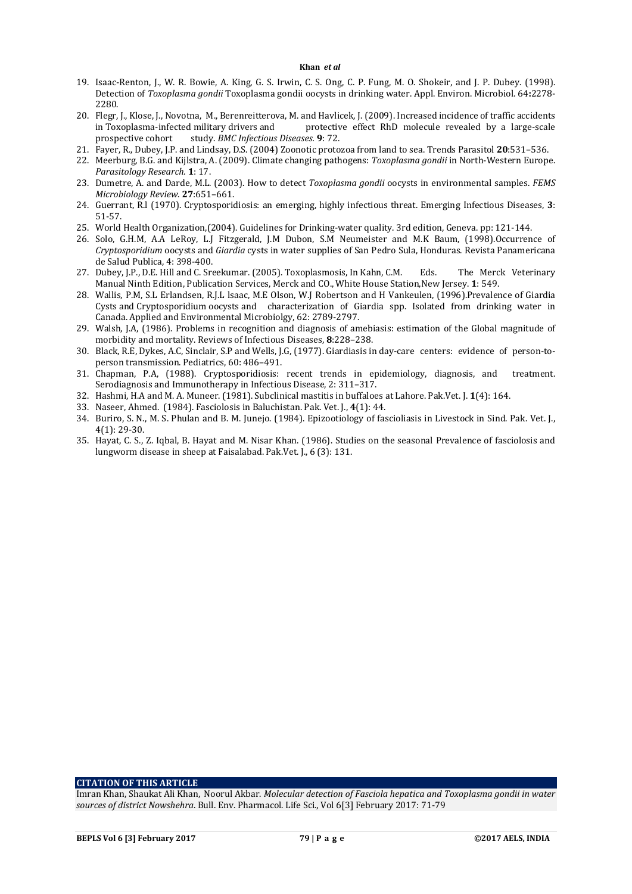19. Isaac-Renton, J., W. R. Bowie, A. King, G. S. Irwin, C. S. Ong, C. P. Fung, M. O. Shokeir, and J. P. Dubey. (1998). Detection of *Toxoplasma gondii* Toxoplasma gondii oocysts in drinking water. Appl. Environ. Microbiol. 64**:**2278-2280.
20. Flegr, J., Klose, J., Novotna, M., Berenreitterova, M. and Havlicek, J. (2009). Increased incidence of traffic accidents in Toxoplasma-infected military drivers and protective effect RhD molecule revealed by a large-scale prospective cohort study. *BMC Infectious Diseases.* **9**: 72.
21. Fayer, R., Dubey, J.P. and Lindsay, D.S. (2004) Zoonotic protozoa from land to sea. Trends Parasitol **20**:531–536.
22. Meerburg, B.G. and Kijlstra, A. (2009). Climate changing pathogens: *Toxoplasma gondii* in North-Western Europe. *Parasitology Research.* **1**: 17.
23. Dumetre, A. and Darde, M.L. (2003). How to detect *Toxoplasma gondii* oocysts in environmental samples. *FEMS Microbiology Review*. **27**:651–661.
24. Guerrant, R.l (1970). Cryptosporidiosis: an emerging, highly infectious threat. Emerging Infectious Diseases, **3**: 51-57.
25. World Health Organization,(2004). Guidelines for Drinking-water quality. 3rd edition, Geneva. pp: 121-144.
26. Solo, G.H.M, A.A LeRoy, L.J Fitzgerald, J.M Dubon, S.M Neumeister and M.K Baum, (1998).Occurrence of *Cryptosporidium* oocysts and *Giardia* cysts in water supplies of San Pedro Sula, Honduras. Revista Panamericana de Salud Publica, 4: 398-400.
27. Dubey, J.P., D.E. Hill and C. Sreekumar. (2005). Toxoplasmosis, In Kahn, C.M. Eds. The Merck Veterinary Manual Ninth Edition, Publication Services, Merck and CO., White House Station,New Jersey. **1**: 549.
28. Wallis, P.M, S.L Erlandsen, R.J.L Isaac, M.E Olson, W.J Robertson and H Vankeulen, (1996).Prevalence of Giardia Cysts and Cryptosporidium oocysts and characterization of Giardia spp. Isolated from drinking water in Canada. Applied and Environmental Microbiolgy, 62: 2789-2797.
29. Walsh, J.A, (1986). Problems in recognition and diagnosis of amebiasis: estimation of the Global magnitude of morbidity and mortality. Reviews of Infectious Diseases, **8**:228–238.
30. Black, R.E, Dykes, A.C, Sinclair, S.P and Wells, J.G, (1977). Giardiasis in day-care centers: evidence of person-to-person transmission. Pediatrics, 60: 486–491.
31. Chapman, P.A, (1988). Cryptosporidiosis: recent trends in epidemiology, diagnosis, and treatment. Serodiagnosis and Immunotherapy in Infectious Disease, 2: 311–317.
32. Hashmi, H.A and M. A. Muneer. (1981). Subclinical mastitis in buffaloes at Lahore. Pak.Vet. J. **1**(4): 164.
33. Naseer, Ahmed. (1984). Fasciolosis in Baluchistan. Pak. Vet. J., **4**(1): 44.
34. Buriro, S. N., M. S. Phulan and B. M. Junejo. (1984). Epizootiology of fascioliasis in Livestock in Sind. Pak. Vet. J., 4(1): 29-30.
35. Hayat, C. S., Z. Iqbal, B. Hayat and M. Nisar Khan. (1986). Studies on the seasonal Prevalence of fasciolosis and lungworm disease in sheep at Faisalabad. Pak.Vet. J., 6 (3): 131.

**CITATION OF THIS ARTICLE**

Imran Khan, Shaukat Ali Khan, Noorul Akbar. *Molecular detection of Fasciola hepatica and Toxoplasma gondii in water sources of district Nowshehra*. Bull. Env. Pharmacol. Life Sci., Vol 6[3] February 2017: 71-79